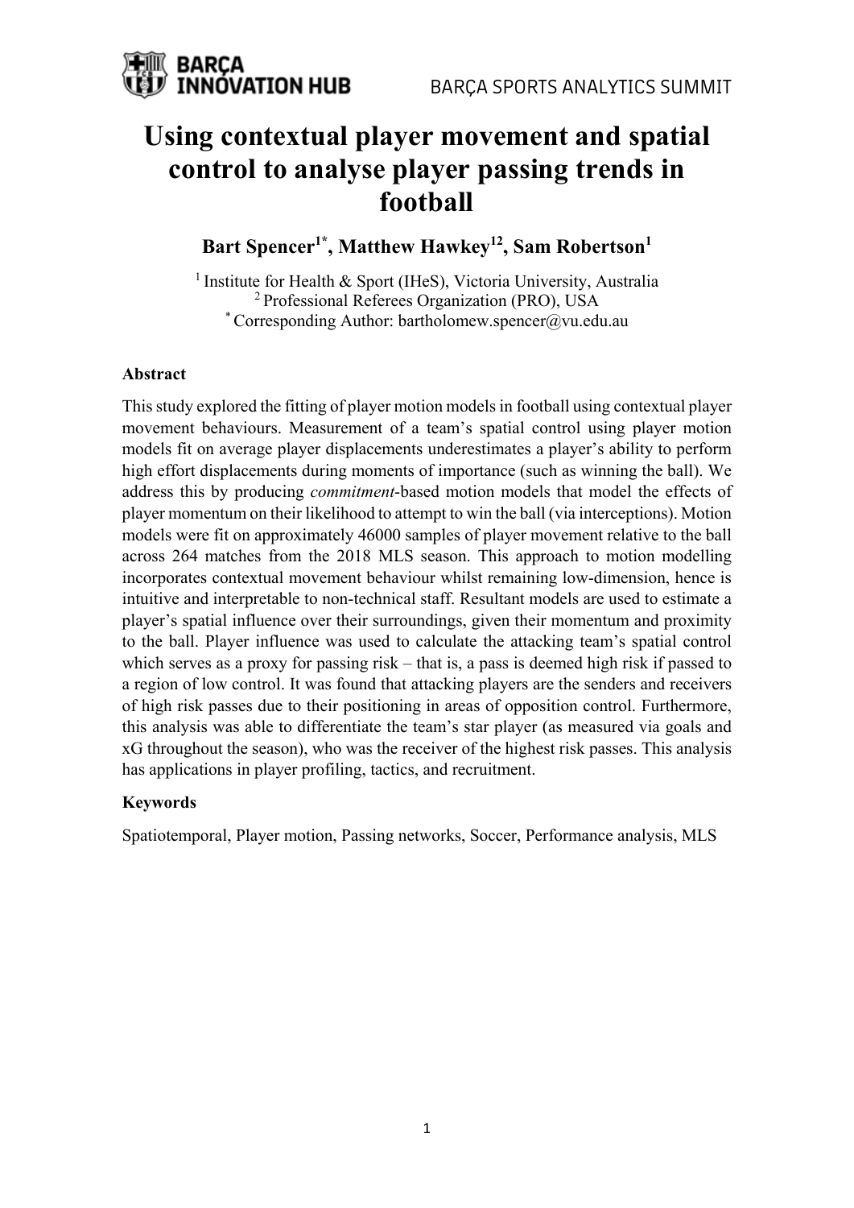# Using contextual player movement and spatial control to analyse player passing trends in football

**Bart Spencer[1*], Matthew Hawkey[12], Sam Robertson[1]**

[1] Institute for Health & Sport (IHeS), Victoria University, Australia
[2] Professional Referees Organization (PRO), USA
[*] Corresponding Author: bartholomew.spencer@vu.edu.au

### Abstract

This study explored the fitting of player motion models in football using contextual player movement behaviours. Measurement of a team's spatial control using player motion models fit on average player displacements underestimates a player's ability to perform high effort displacements during moments of importance (such as winning the ball). We address this by producing *commitment*-based motion models that model the effects of player momentum on their likelihood to attempt to win the ball (via interceptions). Motion models were fit on approximately 46000 samples of player movement relative to the ball across 264 matches from the 2018 MLS season. This approach to motion modelling incorporates contextual movement behaviour whilst remaining low-dimension, hence is intuitive and interpretable to non-technical staff. Resultant models are used to estimate a player's spatial influence over their surroundings, given their momentum and proximity to the ball. Player influence was used to calculate the attacking team's spatial control which serves as a proxy for passing risk – that is, a pass is deemed high risk if passed to a region of low control. It was found that attacking players are the senders and receivers of high risk passes due to their positioning in areas of opposition control. Furthermore, this analysis was able to differentiate the team's star player (as measured via goals and xG throughout the season), who was the receiver of the highest risk passes. This analysis has applications in player profiling, tactics, and recruitment.

### Keywords

Spatiotemporal, Player motion, Passing networks, Soccer, Performance analysis, MLS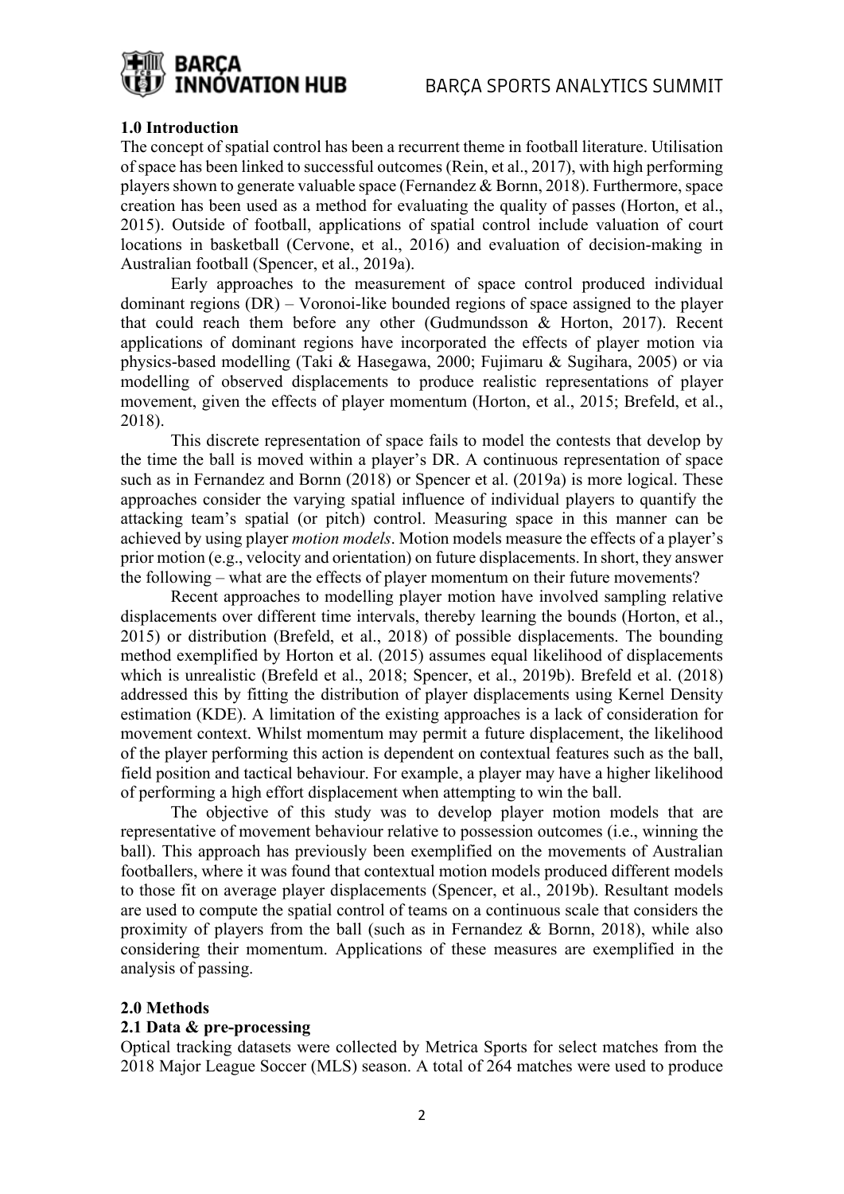## 1.0 Introduction

The concept of spatial control has been a recurrent theme in football literature. Utilisation of space has been linked to successful outcomes (Rein, et al., 2017), with high performing players shown to generate valuable space (Fernandez & Bornn, 2018). Furthermore, space creation has been used as a method for evaluating the quality of passes (Horton, et al., 2015). Outside of football, applications of spatial control include valuation of court locations in basketball (Cervone, et al., 2016) and evaluation of decision-making in Australian football (Spencer, et al., 2019a).

Early approaches to the measurement of space control produced individual dominant regions (DR) – Voronoi-like bounded regions of space assigned to the player that could reach them before any other (Gudmundsson & Horton, 2017). Recent applications of dominant regions have incorporated the effects of player motion via physics-based modelling (Taki & Hasegawa, 2000; Fujimaru & Sugihara, 2005) or via modelling of observed displacements to produce realistic representations of player movement, given the effects of player momentum (Horton, et al., 2015; Brefeld, et al., 2018).

This discrete representation of space fails to model the contests that develop by the time the ball is moved within a player's DR. A continuous representation of space such as in Fernandez and Bornn (2018) or Spencer et al. (2019a) is more logical. These approaches consider the varying spatial influence of individual players to quantify the attacking team's spatial (or pitch) control. Measuring space in this manner can be achieved by using player *motion models*. Motion models measure the effects of a player's prior motion (e.g., velocity and orientation) on future displacements. In short, they answer the following – what are the effects of player momentum on their future movements?

Recent approaches to modelling player motion have involved sampling relative displacements over different time intervals, thereby learning the bounds (Horton, et al., 2015) or distribution (Brefeld, et al., 2018) of possible displacements. The bounding method exemplified by Horton et al. (2015) assumes equal likelihood of displacements which is unrealistic (Brefeld et al., 2018; Spencer, et al., 2019b). Brefeld et al. (2018) addressed this by fitting the distribution of player displacements using Kernel Density estimation (KDE). A limitation of the existing approaches is a lack of consideration for movement context. Whilst momentum may permit a future displacement, the likelihood of the player performing this action is dependent on contextual features such as the ball, field position and tactical behaviour. For example, a player may have a higher likelihood of performing a high effort displacement when attempting to win the ball.

The objective of this study was to develop player motion models that are representative of movement behaviour relative to possession outcomes (i.e., winning the ball). This approach has previously been exemplified on the movements of Australian footballers, where it was found that contextual motion models produced different models to those fit on average player displacements (Spencer, et al., 2019b). Resultant models are used to compute the spatial control of teams on a continuous scale that considers the proximity of players from the ball (such as in Fernandez & Bornn, 2018), while also considering their momentum. Applications of these measures are exemplified in the analysis of passing.

## 2.0 Methods

### 2.1 Data & pre-processing

Optical tracking datasets were collected by Metrica Sports for select matches from the 2018 Major League Soccer (MLS) season. A total of 264 matches were used to produce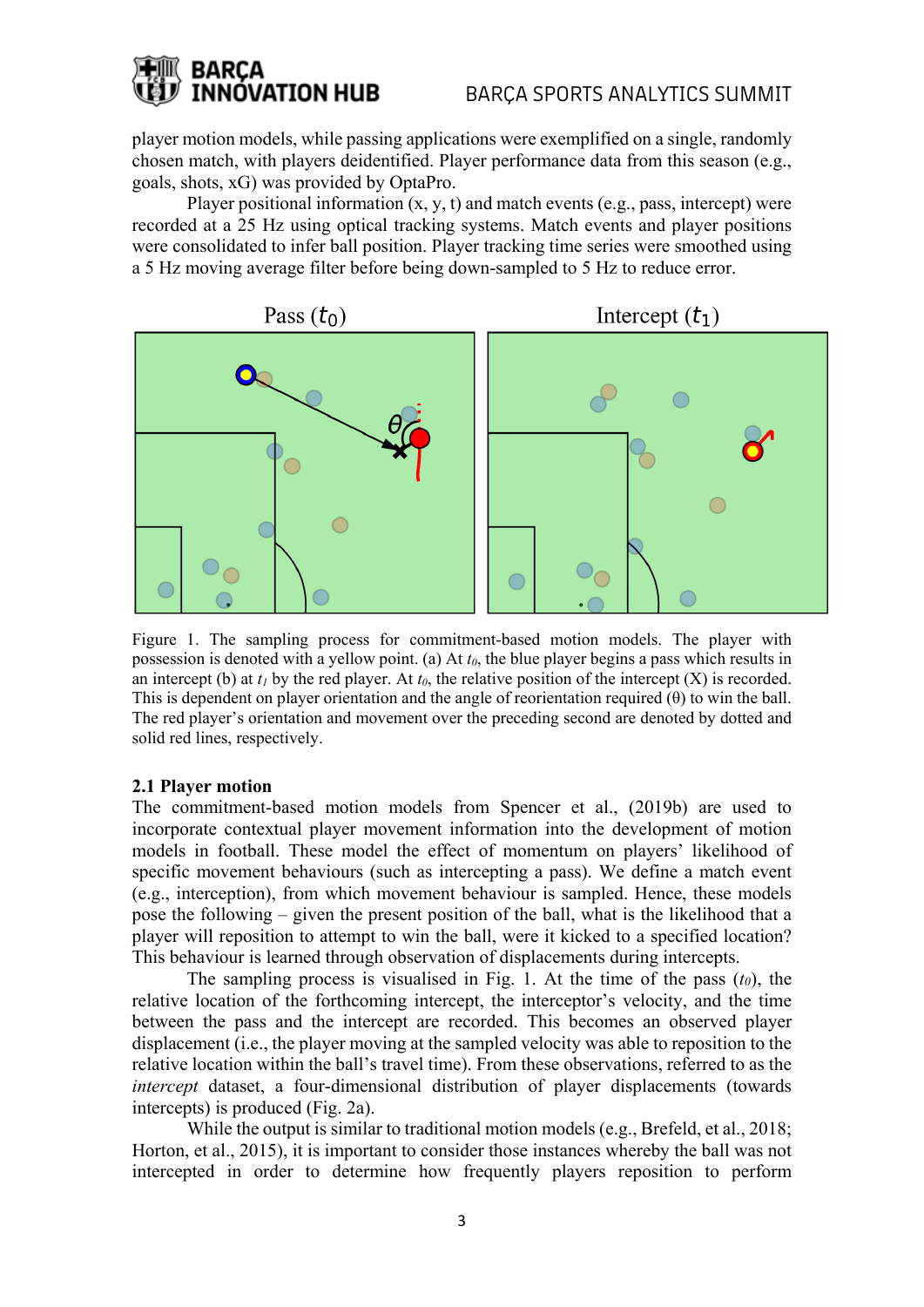player motion models, while passing applications were exemplified on a single, randomly chosen match, with players deidentified. Player performance data from this season (e.g., goals, shots, xG) was provided by OptaPro.

Player positional information (x, y, t) and match events (e.g., pass, intercept) were recorded at a 25 Hz using optical tracking systems. Match events and player positions were consolidated to infer ball position. Player tracking time series were smoothed using a 5 Hz moving average filter before being down-sampled to 5 Hz to reduce error.

Figure 1. The sampling process for commitment-based motion models. The player with possession is denoted with a yellow point. (a) At $t_0$, the blue player begins a pass which results in an intercept (b) at $t_1$ by the red player. At $t_0$, the relative position of the intercept (X) is recorded. This is dependent on player orientation and the angle of reorientation required (θ) to win the ball. The red player's orientation and movement over the preceding second are denoted by dotted and solid red lines, respectively.

### 2.1 Player motion

The commitment-based motion models from Spencer et al., (2019b) are used to incorporate contextual player movement information into the development of motion models in football. These model the effect of momentum on players' likelihood of specific movement behaviours (such as intercepting a pass). We define a match event (e.g., interception), from which movement behaviour is sampled. Hence, these models pose the following – given the present position of the ball, what is the likelihood that a player will reposition to attempt to win the ball, were it kicked to a specified location? This behaviour is learned through observation of displacements during intercepts.

The sampling process is visualised in Fig. 1. At the time of the pass ($t_0$), the relative location of the forthcoming intercept, the interceptor's velocity, and the time between the pass and the intercept are recorded. This becomes an observed player displacement (i.e., the player moving at the sampled velocity was able to reposition to the relative location within the ball's travel time). From these observations, referred to as the *intercept* dataset, a four-dimensional distribution of player displacements (towards intercepts) is produced (Fig. 2a).

While the output is similar to traditional motion models (e.g., Brefeld, et al., 2018; Horton, et al., 2015), it is important to consider those instances whereby the ball was not intercepted in order to determine how frequently players reposition to perform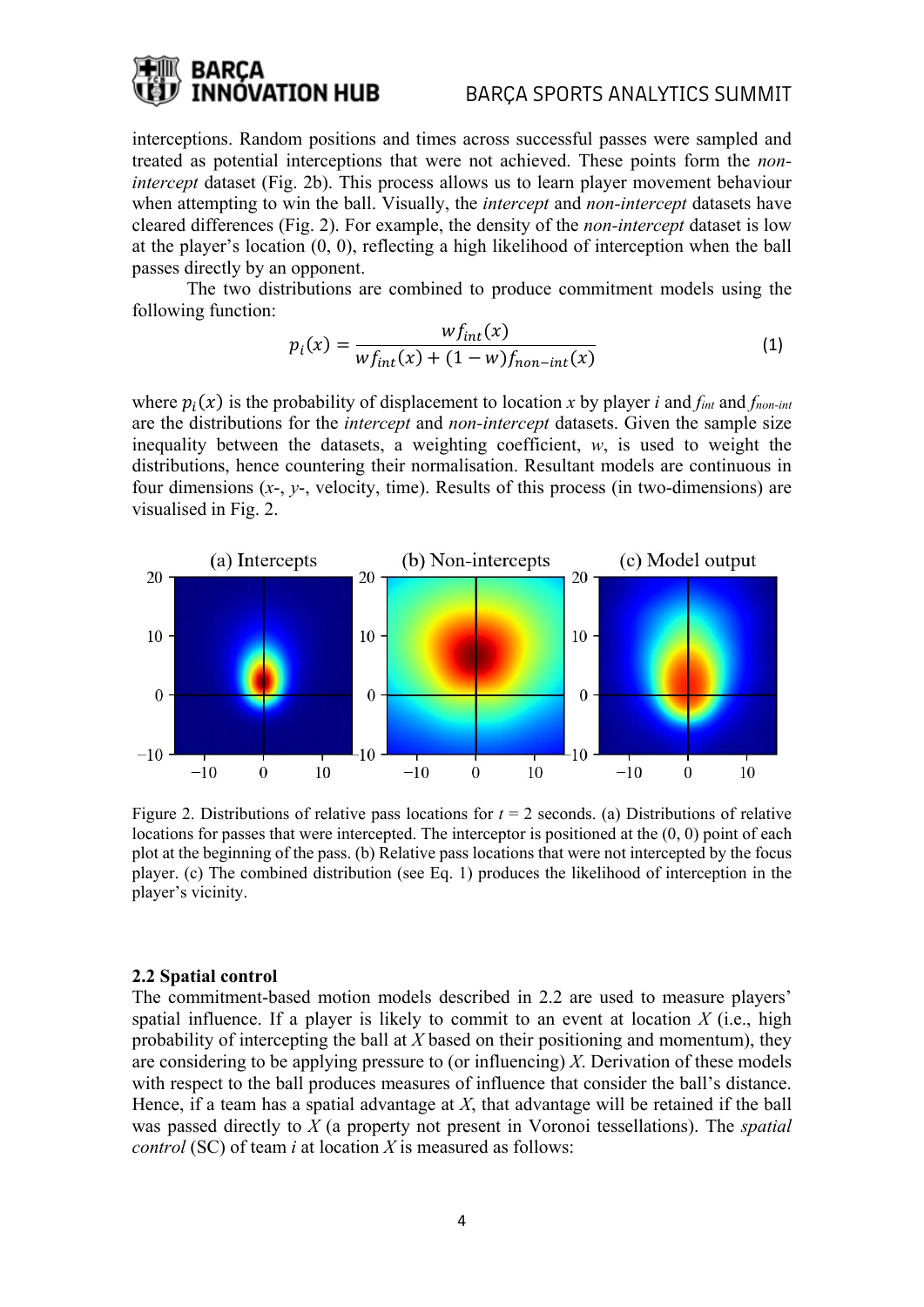interceptions. Random positions and times across successful passes were sampled and treated as potential interceptions that were not achieved. These points form the *non-intercept* dataset (Fig. 2b). This process allows us to learn player movement behaviour when attempting to win the ball. Visually, the *intercept* and *non-intercept* datasets have cleared differences (Fig. 2). For example, the density of the *non-intercept* dataset is low at the player's location (0, 0), reflecting a high likelihood of interception when the ball passes directly by an opponent.

The two distributions are combined to produce commitment models using the following function:

$$p_i(x) = \frac{w f_{int}(x)}{w f_{int}(x) + (1 - w) f_{non-int}(x)} \tag{1}$$

where $p_i(x)$ is the probability of displacement to location $x$ by player $i$ and $f_{int}$ and $f_{non-int}$ are the distributions for the *intercept* and *non-intercept* datasets. Given the sample size inequality between the datasets, a weighting coefficient, $w$, is used to weight the distributions, hence countering their normalisation. Resultant models are continuous in four dimensions ($x$-, $y$-, velocity, time). Results of this process (in two-dimensions) are visualised in Fig. 2.

Figure 2. Distributions of relative pass locations for $t$ = 2 seconds. (a) Distributions of relative locations for passes that were intercepted. The interceptor is positioned at the (0, 0) point of each plot at the beginning of the pass. (b) Relative pass locations that were not intercepted by the focus player. (c) The combined distribution (see Eq. 1) produces the likelihood of interception in the player's vicinity.

### 2.2 Spatial control

The commitment-based motion models described in 2.2 are used to measure players' spatial influence. If a player is likely to commit to an event at location $X$ (i.e., high probability of intercepting the ball at $X$ based on their positioning and momentum), they are considering to be applying pressure to (or influencing) $X$. Derivation of these models with respect to the ball produces measures of influence that consider the ball's distance. Hence, if a team has a spatial advantage at $X$, that advantage will be retained if the ball was passed directly to $X$ (a property not present in Voronoi tessellations). The *spatial control* (SC) of team $i$ at location $X$ is measured as follows: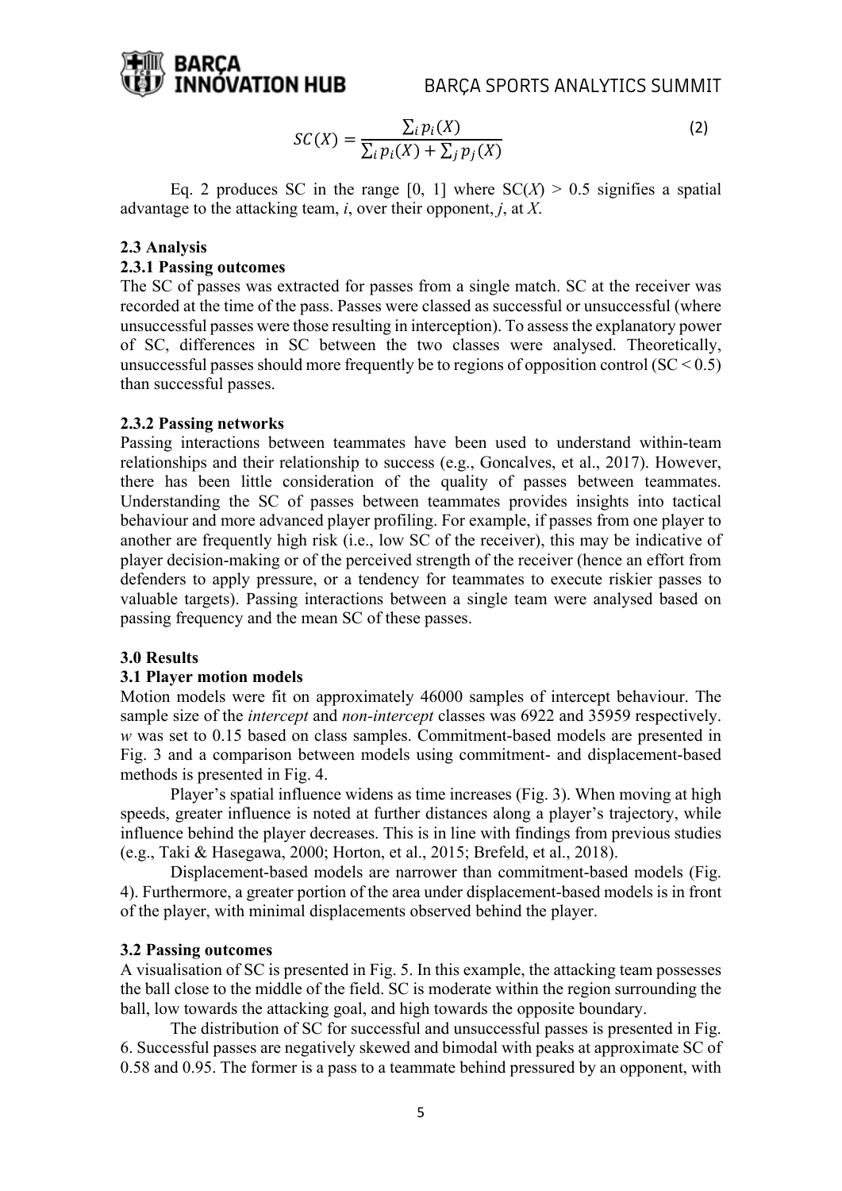$$SC(X) = \frac{\sum_i p_i(X)}{\sum_i p_i(X) + \sum_j p_j(X)} \tag{2}$$

Eq. 2 produces SC in the range [0, 1] where SC($X$) > 0.5 signifies a spatial advantage to the attacking team, $i$, over their opponent, $j$, at $X$.

### 2.3 Analysis

#### 2.3.1 Passing outcomes

The SC of passes was extracted for passes from a single match. SC at the receiver was recorded at the time of the pass. Passes were classed as successful or unsuccessful (where unsuccessful passes were those resulting in interception). To assess the explanatory power of SC, differences in SC between the two classes were analysed. Theoretically, unsuccessful passes should more frequently be to regions of opposition control (SC < 0.5) than successful passes.

#### 2.3.2 Passing networks

Passing interactions between teammates have been used to understand within-team relationships and their relationship to success (e.g., Goncalves, et al., 2017). However, there has been little consideration of the quality of passes between teammates. Understanding the SC of passes between teammates provides insights into tactical behaviour and more advanced player profiling. For example, if passes from one player to another are frequently high risk (i.e., low SC of the receiver), this may be indicative of player decision-making or of the perceived strength of the receiver (hence an effort from defenders to apply pressure, or a tendency for teammates to execute riskier passes to valuable targets). Passing interactions between a single team were analysed based on passing frequency and the mean SC of these passes.

## 3.0 Results

### 3.1 Player motion models

Motion models were fit on approximately 46000 samples of intercept behaviour. The sample size of the *intercept* and *non-intercept* classes was 6922 and 35959 respectively. $w$ was set to 0.15 based on class samples. Commitment-based models are presented in Fig. 3 and a comparison between models using commitment- and displacement-based methods is presented in Fig. 4.

Player's spatial influence widens as time increases (Fig. 3). When moving at high speeds, greater influence is noted at further distances along a player's trajectory, while influence behind the player decreases. This is in line with findings from previous studies (e.g., Taki & Hasegawa, 2000; Horton, et al., 2015; Brefeld, et al., 2018).

Displacement-based models are narrower than commitment-based models (Fig. 4). Furthermore, a greater portion of the area under displacement-based models is in front of the player, with minimal displacements observed behind the player.

### 3.2 Passing outcomes

A visualisation of SC is presented in Fig. 5. In this example, the attacking team possesses the ball close to the middle of the field. SC is moderate within the region surrounding the ball, low towards the attacking goal, and high towards the opposite boundary.

The distribution of SC for successful and unsuccessful passes is presented in Fig. 6. Successful passes are negatively skewed and bimodal with peaks at approximate SC of 0.58 and 0.95. The former is a pass to a teammate behind pressured by an opponent, with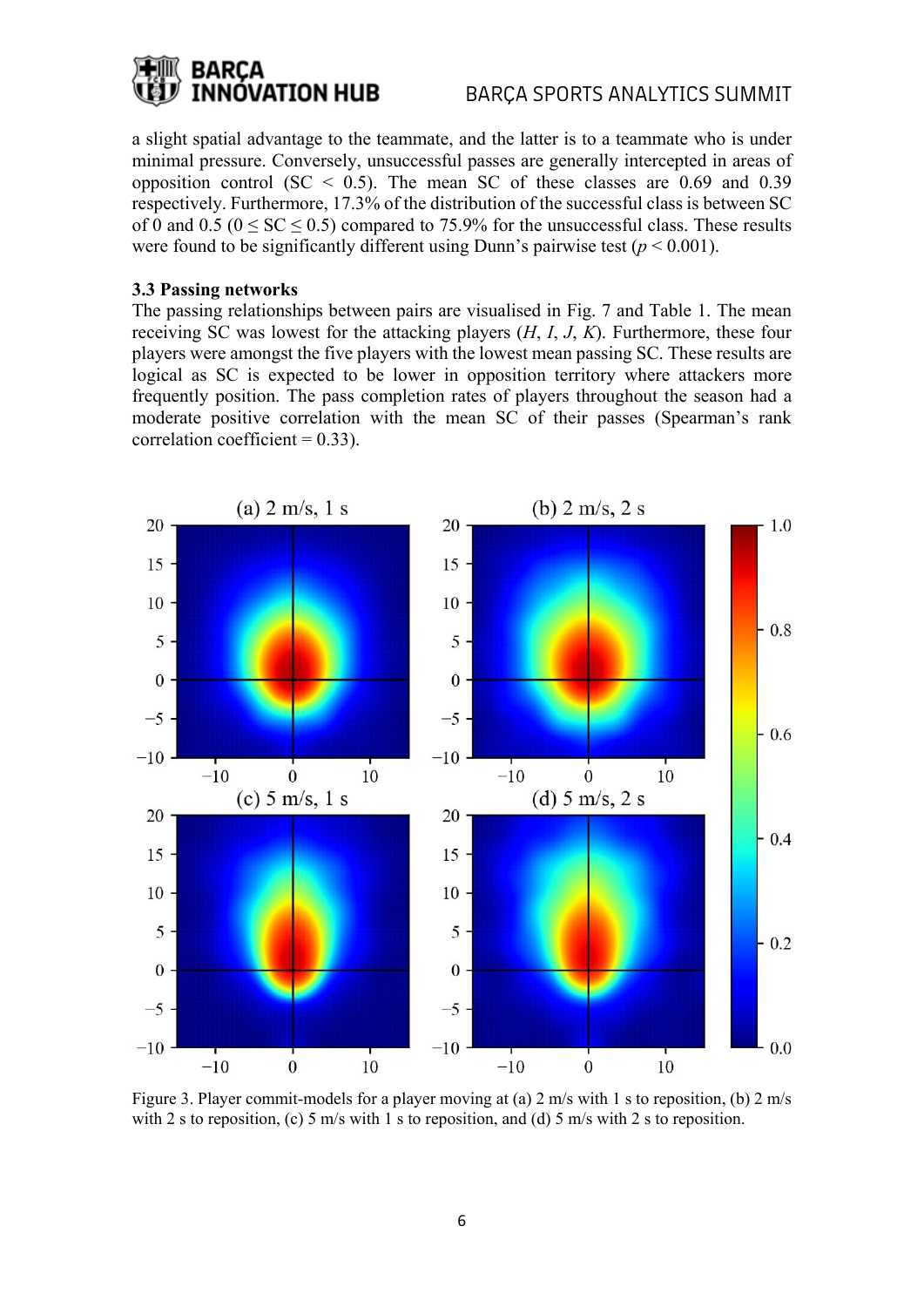a slight spatial advantage to the teammate, and the latter is to a teammate who is under minimal pressure. Conversely, unsuccessful passes are generally intercepted in areas of opposition control (SC < 0.5). The mean SC of these classes are 0.69 and 0.39 respectively. Furthermore, 17.3% of the distribution of the successful class is between SC of 0 and 0.5 ($0 \leq SC \leq 0.5$) compared to 75.9% for the unsuccessful class. These results were found to be significantly different using Dunn's pairwise test ($p < 0.001$).

### 3.3 Passing networks

The passing relationships between pairs are visualised in Fig. 7 and Table 1. The mean receiving SC was lowest for the attacking players (*H*, *I*, *J*, *K*). Furthermore, these four players were amongst the five players with the lowest mean passing SC. These results are logical as SC is expected to be lower in opposition territory where attackers more frequently position. The pass completion rates of players throughout the season had a moderate positive correlation with the mean SC of their passes (Spearman's rank correlation coefficient = 0.33).

Figure 3. Player commit-models for a player moving at (a) 2 m/s with 1 s to reposition, (b) 2 m/s with 2 s to reposition, (c) 5 m/s with 1 s to reposition, and (d) 5 m/s with 2 s to reposition.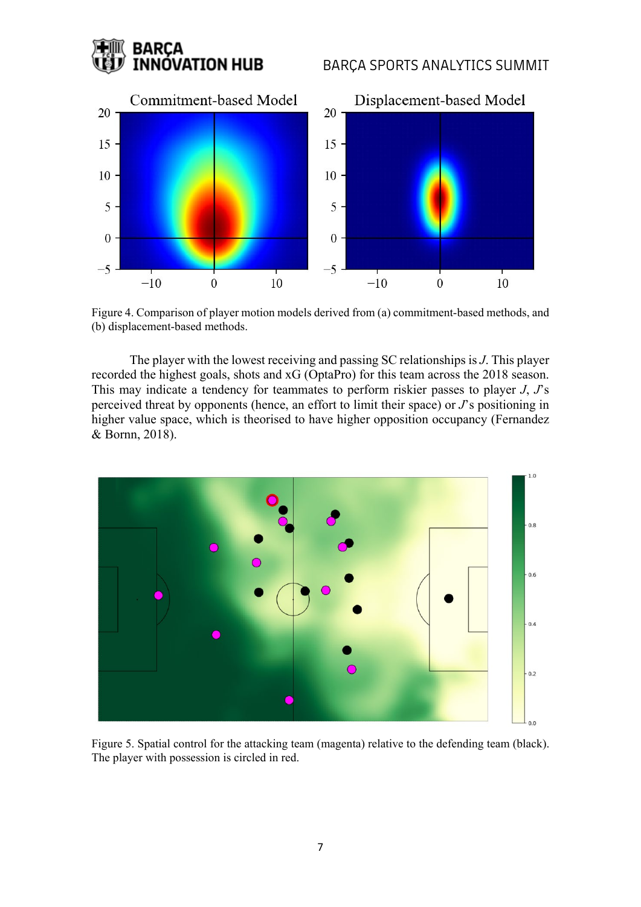Figure 4. Comparison of player motion models derived from (a) commitment-based methods, and (b) displacement-based methods.

The player with the lowest receiving and passing SC relationships is *J*. This player recorded the highest goals, shots and xG (OptaPro) for this team across the 2018 season. This may indicate a tendency for teammates to perform riskier passes to player *J*, *J*'s perceived threat by opponents (hence, an effort to limit their space) or *J*'s positioning in higher value space, which is theorised to have higher opposition occupancy (Fernandez & Bornn, 2018).

Figure 5. Spatial control for the attacking team (magenta) relative to the defending team (black). The player with possession is circled in red.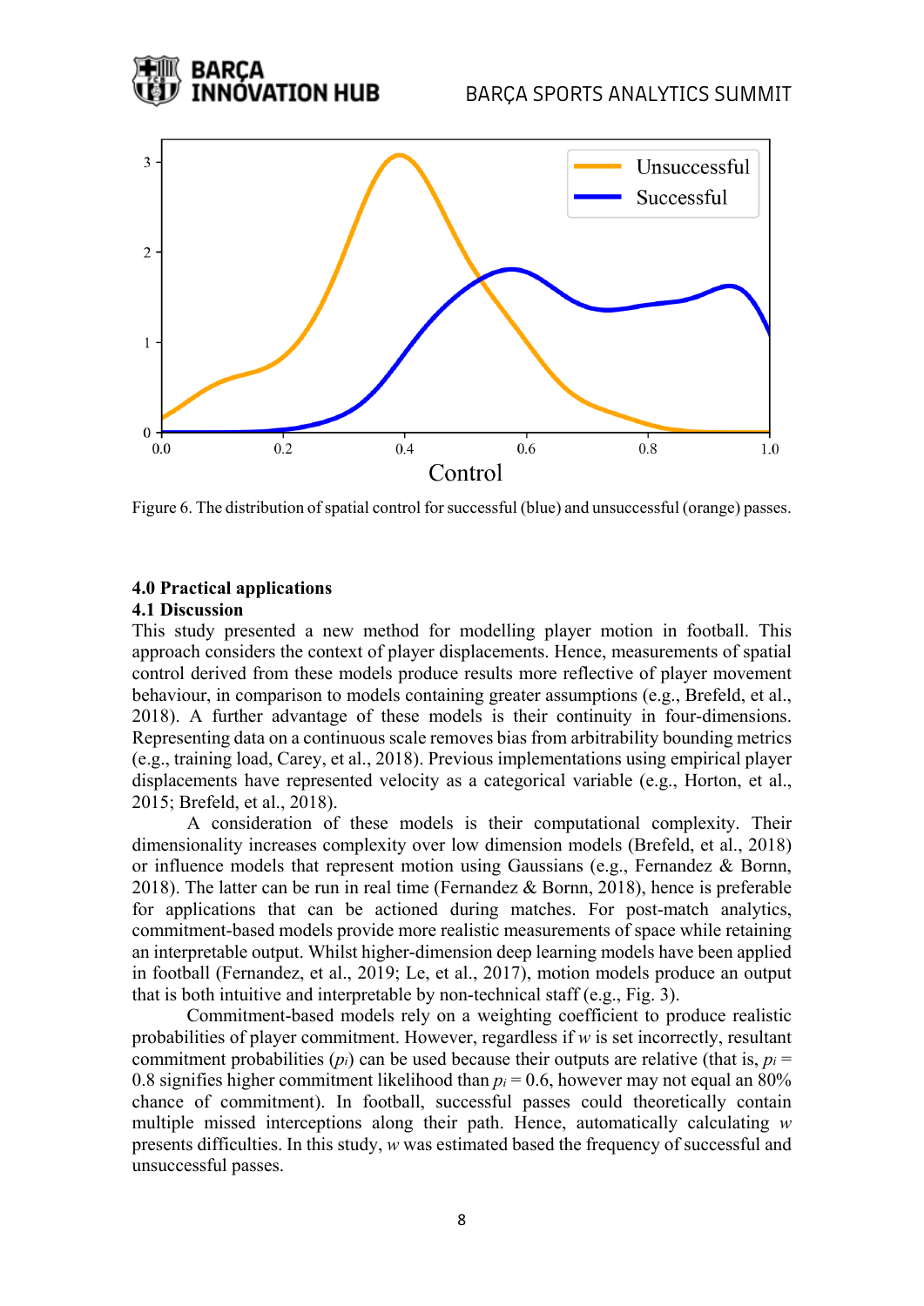Figure 6. The distribution of spatial control for successful (blue) and unsuccessful (orange) passes.

## 4.0 Practical applications

### 4.1 Discussion

This study presented a new method for modelling player motion in football. This approach considers the context of player displacements. Hence, measurements of spatial control derived from these models produce results more reflective of player movement behaviour, in comparison to models containing greater assumptions (e.g., Brefeld, et al., 2018). A further advantage of these models is their continuity in four-dimensions. Representing data on a continuous scale removes bias from arbitrability bounding metrics (e.g., training load, Carey, et al., 2018). Previous implementations using empirical player displacements have represented velocity as a categorical variable (e.g., Horton, et al., 2015; Brefeld, et al., 2018).

A consideration of these models is their computational complexity. Their dimensionality increases complexity over low dimension models (Brefeld, et al., 2018) or influence models that represent motion using Gaussians (e.g., Fernandez & Bornn, 2018). The latter can be run in real time (Fernandez & Bornn, 2018), hence is preferable for applications that can be actioned during matches. For post-match analytics, commitment-based models provide more realistic measurements of space while retaining an interpretable output. Whilst higher-dimension deep learning models have been applied in football (Fernandez, et al., 2019; Le, et al., 2017), motion models produce an output that is both intuitive and interpretable by non-technical staff (e.g., Fig. 3).

Commitment-based models rely on a weighting coefficient to produce realistic probabilities of player commitment. However, regardless if $w$ is set incorrectly, resultant commitment probabilities ($p_i$) can be used because their outputs are relative (that is, $p_i = 0.8$ signifies higher commitment likelihood than $p_i = 0.6$, however may not equal an 80% chance of commitment). In football, successful passes could theoretically contain multiple missed interceptions along their path. Hence, automatically calculating $w$ presents difficulties. In this study, $w$ was estimated based the frequency of successful and unsuccessful passes.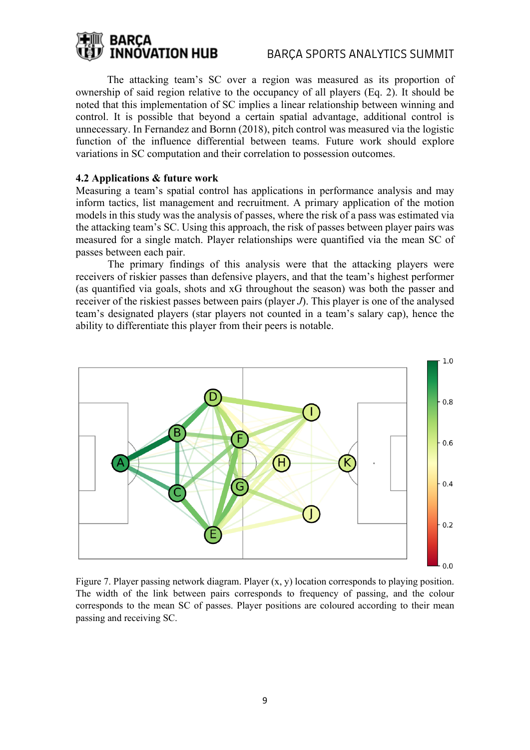The attacking team's SC over a region was measured as its proportion of ownership of said region relative to the occupancy of all players (Eq. 2). It should be noted that this implementation of SC implies a linear relationship between winning and control. It is possible that beyond a certain spatial advantage, additional control is unnecessary. In Fernandez and Bornn (2018), pitch control was measured via the logistic function of the influence differential between teams. Future work should explore variations in SC computation and their correlation to possession outcomes.

### 4.2 Applications & future work

Measuring a team's spatial control has applications in performance analysis and may inform tactics, list management and recruitment. A primary application of the motion models in this study was the analysis of passes, where the risk of a pass was estimated via the attacking team's SC. Using this approach, the risk of passes between player pairs was measured for a single match. Player relationships were quantified via the mean SC of passes between each pair.

The primary findings of this analysis were that the attacking players were receivers of riskier passes than defensive players, and that the team's highest performer (as quantified via goals, shots and xG throughout the season) was both the passer and receiver of the riskiest passes between pairs (player *J*). This player is one of the analysed team's designated players (star players not counted in a team's salary cap), hence the ability to differentiate this player from their peers is notable.

Figure 7. Player passing network diagram. Player (x, y) location corresponds to playing position. The width of the link between pairs corresponds to frequency of passing, and the colour corresponds to the mean SC of passes. Player positions are coloured according to their mean passing and receiving SC.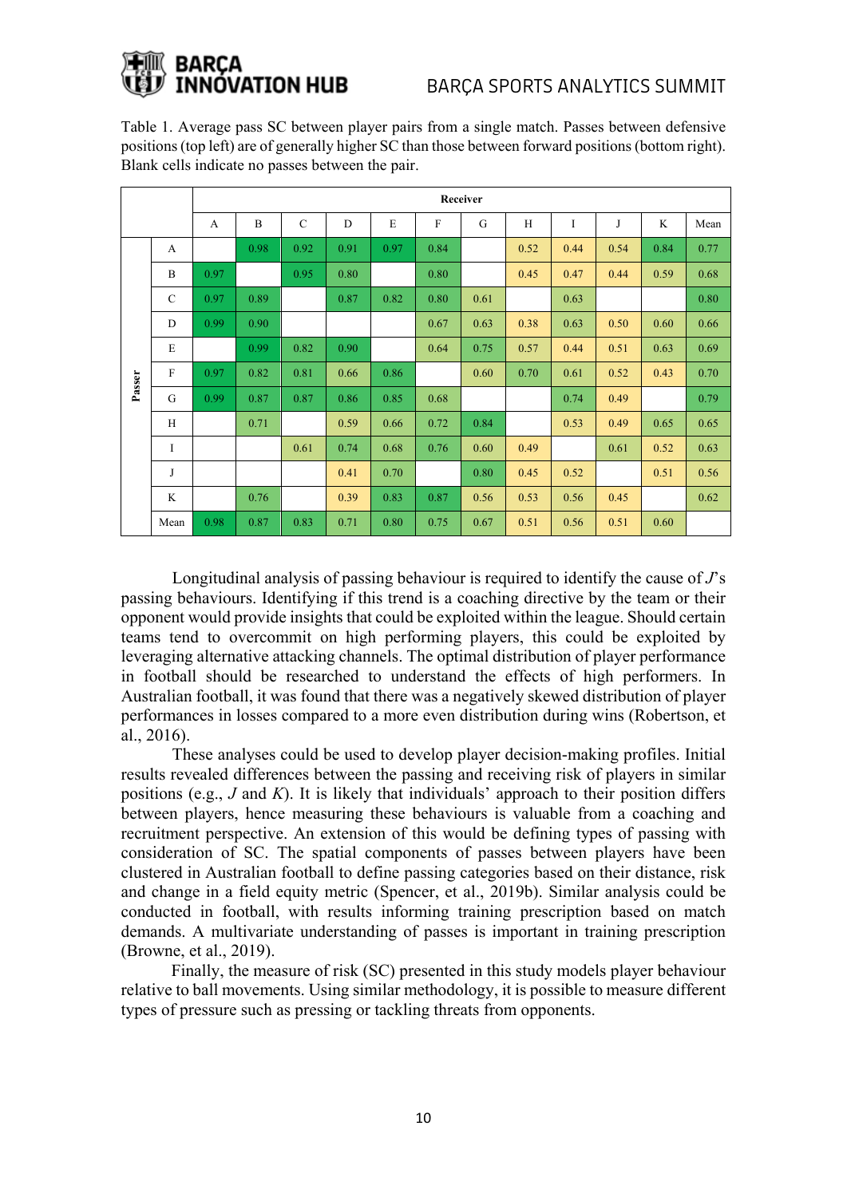Table 1. Average pass SC between player pairs from a single match. Passes between defensive positions (top left) are of generally higher SC than those between forward positions (bottom right). Blank cells indicate no passes between the pair.

| | | Receiver | | | | | | | | | | | |
|---|---|---|---|---|---|---|---|---|---|---|---|---|---|
| | | A | B | C | D | E | F | G | H | I | J | K | Mean |
| Passer | A | | 0.98 | 0.92 | 0.91 | 0.97 | 0.84 | | 0.52 | 0.44 | 0.54 | 0.84 | 0.77 |
| | B | 0.97 | | 0.95 | 0.80 | | 0.80 | | 0.45 | 0.47 | 0.44 | 0.59 | 0.68 |
| | C | 0.97 | 0.89 | | 0.87 | 0.82 | 0.80 | 0.61 | | 0.63 | | | 0.80 |
| | D | 0.99 | 0.90 | | | | 0.67 | 0.63 | 0.38 | 0.63 | 0.50 | 0.60 | 0.66 |
| | E | | 0.99 | 0.82 | 0.90 | | 0.64 | 0.75 | 0.57 | 0.44 | 0.51 | 0.63 | 0.69 |
| | F | 0.97 | 0.82 | 0.81 | 0.66 | 0.86 | | 0.60 | 0.70 | 0.61 | 0.52 | 0.43 | 0.70 |
| | G | 0.99 | 0.87 | 0.87 | 0.86 | 0.85 | 0.68 | | | 0.74 | 0.49 | | 0.79 |
| | H | | 0.71 | | 0.59 | 0.66 | 0.72 | 0.84 | | 0.53 | 0.49 | 0.65 | 0.65 |
| | I | | | 0.61 | 0.74 | 0.68 | 0.76 | 0.60 | 0.49 | | 0.61 | 0.52 | 0.63 |
| | J | | | | 0.41 | 0.70 | | 0.80 | 0.45 | 0.52 | | 0.51 | 0.56 |
| | K | | 0.76 | | 0.39 | 0.83 | 0.87 | 0.56 | 0.53 | 0.56 | 0.45 | | 0.62 |
| | Mean | 0.98 | 0.87 | 0.83 | 0.71 | 0.80 | 0.75 | 0.67 | 0.51 | 0.56 | 0.51 | 0.60 | |

Longitudinal analysis of passing behaviour is required to identify the cause of *J*'s passing behaviours. Identifying if this trend is a coaching directive by the team or their opponent would provide insights that could be exploited within the league. Should certain teams tend to overcommit on high performing players, this could be exploited by leveraging alternative attacking channels. The optimal distribution of player performance in football should be researched to understand the effects of high performers. In Australian football, it was found that there was a negatively skewed distribution of player performances in losses compared to a more even distribution during wins (Robertson, et al., 2016).

These analyses could be used to develop player decision-making profiles. Initial results revealed differences between the passing and receiving risk of players in similar positions (e.g., *J* and *K*). It is likely that individuals' approach to their position differs between players, hence measuring these behaviours is valuable from a coaching and recruitment perspective. An extension of this would be defining types of passing with consideration of SC. The spatial components of passes between players have been clustered in Australian football to define passing categories based on their distance, risk and change in a field equity metric (Spencer, et al., 2019b). Similar analysis could be conducted in football, with results informing training prescription based on match demands. A multivariate understanding of passes is important in training prescription (Browne, et al., 2019).

Finally, the measure of risk (SC) presented in this study models player behaviour relative to ball movements. Using similar methodology, it is possible to measure different types of pressure such as pressing or tackling threats from opponents.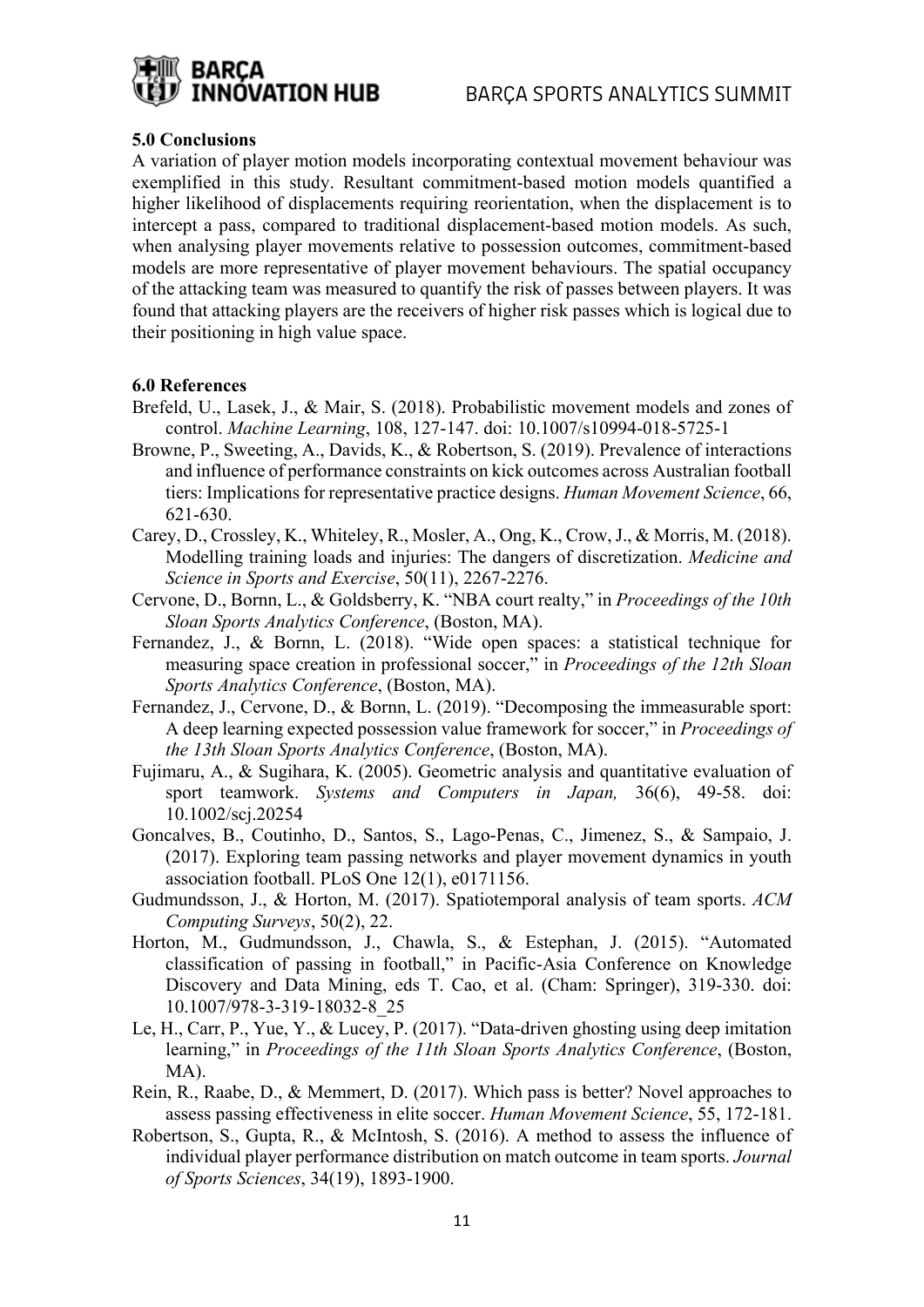## 5.0 Conclusions

A variation of player motion models incorporating contextual movement behaviour was exemplified in this study. Resultant commitment-based motion models quantified a higher likelihood of displacements requiring reorientation, when the displacement is to intercept a pass, compared to traditional displacement-based motion models. As such, when analysing player movements relative to possession outcomes, commitment-based models are more representative of player movement behaviours. The spatial occupancy of the attacking team was measured to quantify the risk of passes between players. It was found that attacking players are the receivers of higher risk passes which is logical due to their positioning in high value space.

## 6.0 References

Brefeld, U., Lasek, J., & Mair, S. (2018). Probabilistic movement models and zones of control. *Machine Learning*, 108, 127-147. doi: 10.1007/s10994-018-5725-1

Browne, P., Sweeting, A., Davids, K., & Robertson, S. (2019). Prevalence of interactions and influence of performance constraints on kick outcomes across Australian football tiers: Implications for representative practice designs. *Human Movement Science*, 66, 621-630.

Carey, D., Crossley, K., Whiteley, R., Mosler, A., Ong, K., Crow, J., & Morris, M. (2018). Modelling training loads and injuries: The dangers of discretization. *Medicine and Science in Sports and Exercise*, 50(11), 2267-2276.

Cervone, D., Bornn, L., & Goldsberry, K. "NBA court realty," in *Proceedings of the 10th Sloan Sports Analytics Conference*, (Boston, MA).

Fernandez, J., & Bornn, L. (2018). "Wide open spaces: a statistical technique for measuring space creation in professional soccer," in *Proceedings of the 12th Sloan Sports Analytics Conference*, (Boston, MA).

Fernandez, J., Cervone, D., & Bornn, L. (2019). "Decomposing the immeasurable sport: A deep learning expected possession value framework for soccer," in *Proceedings of the 13th Sloan Sports Analytics Conference*, (Boston, MA).

Fujimaru, A., & Sugihara, K. (2005). Geometric analysis and quantitative evaluation of sport teamwork. *Systems and Computers in Japan,* 36(6), 49-58. doi: 10.1002/scj.20254

Goncalves, B., Coutinho, D., Santos, S., Lago-Penas, C., Jimenez, S., & Sampaio, J. (2017). Exploring team passing networks and player movement dynamics in youth association football. PLoS One 12(1), e0171156.

Gudmundsson, J., & Horton, M. (2017). Spatiotemporal analysis of team sports. *ACM Computing Surveys*, 50(2), 22.

Horton, M., Gudmundsson, J., Chawla, S., & Estephan, J. (2015). "Automated classification of passing in football," in Pacific-Asia Conference on Knowledge Discovery and Data Mining, eds T. Cao, et al. (Cham: Springer), 319-330. doi: 10.1007/978-3-319-18032-8_25

Le, H., Carr, P., Yue, Y., & Lucey, P. (2017). "Data-driven ghosting using deep imitation learning," in *Proceedings of the 11th Sloan Sports Analytics Conference*, (Boston, MA).

Rein, R., Raabe, D., & Memmert, D. (2017). Which pass is better? Novel approaches to assess passing effectiveness in elite soccer. *Human Movement Science*, 55, 172-181.

Robertson, S., Gupta, R., & McIntosh, S. (2016). A method to assess the influence of individual player performance distribution on match outcome in team sports. *Journal of Sports Sciences*, 34(19), 1893-1900.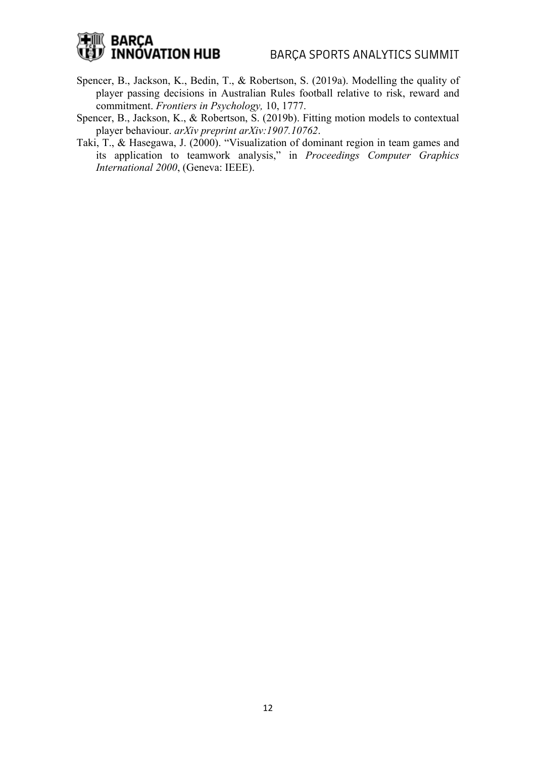Spencer, B., Jackson, K., Bedin, T., & Robertson, S. (2019a). Modelling the quality of player passing decisions in Australian Rules football relative to risk, reward and commitment. *Frontiers in Psychology,* 10, 1777.

Spencer, B., Jackson, K., & Robertson, S. (2019b). Fitting motion models to contextual player behaviour. *arXiv preprint arXiv:1907.10762*.

Taki, T., & Hasegawa, J. (2000). "Visualization of dominant region in team games and its application to teamwork analysis," in *Proceedings Computer Graphics International 2000*, (Geneva: IEEE).